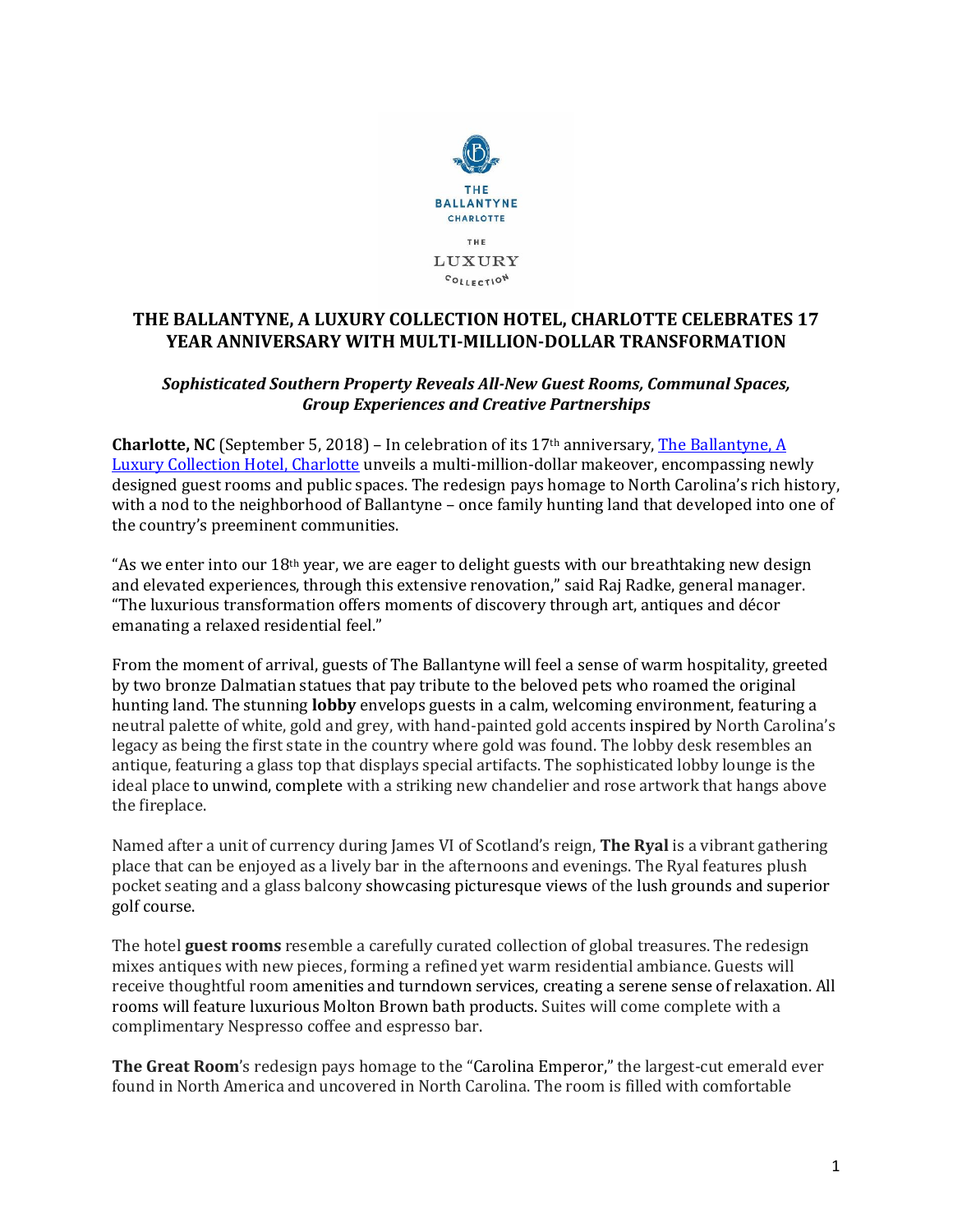THE BALLANTYNE
CHARLOTTE

THE
LUXURY
COLLECTION

# THE BALLANTYNE, A LUXURY COLLECTION HOTEL, CHARLOTTE CELEBRATES 17 YEAR ANNIVERSARY WITH MULTI-MILLION-DOLLAR TRANSFORMATION

***Sophisticated Southern Property Reveals All-New Guest Rooms, Communal Spaces, Group Experiences and Creative Partnerships***

**Charlotte, NC** (September 5, 2018) – In celebration of its 17th anniversary, [The Ballantyne, A Luxury Collection Hotel, Charlotte]() unveils a multi-million-dollar makeover, encompassing newly designed guest rooms and public spaces. The redesign pays homage to North Carolina's rich history, with a nod to the neighborhood of Ballantyne – once family hunting land that developed into one of the country's preeminent communities.

"As we enter into our 18th year, we are eager to delight guests with our breathtaking new design and elevated experiences, through this extensive renovation," said Raj Radke, general manager. "The luxurious transformation offers moments of discovery through art, antiques and décor emanating a relaxed residential feel."

From the moment of arrival, guests of The Ballantyne will feel a sense of warm hospitality, greeted by two bronze Dalmatian statues that pay tribute to the beloved pets who roamed the original hunting land. The stunning **lobby** envelops guests in a calm, welcoming environment, featuring a neutral palette of white, gold and grey, with hand-painted gold accents inspired by North Carolina's legacy as being the first state in the country where gold was found. The lobby desk resembles an antique, featuring a glass top that displays special artifacts. The sophisticated lobby lounge is the ideal place to unwind, complete with a striking new chandelier and rose artwork that hangs above the fireplace.

Named after a unit of currency during James VI of Scotland's reign, **The Ryal** is a vibrant gathering place that can be enjoyed as a lively bar in the afternoons and evenings. The Ryal features plush pocket seating and a glass balcony showcasing picturesque views of the lush grounds and superior golf course.

The hotel **guest rooms** resemble a carefully curated collection of global treasures. The redesign mixes antiques with new pieces, forming a refined yet warm residential ambiance. Guests will receive thoughtful room amenities and turndown services, creating a serene sense of relaxation. All rooms will feature luxurious Molton Brown bath products. Suites will come complete with a complimentary Nespresso coffee and espresso bar.

**The Great Room**'s redesign pays homage to the "Carolina Emperor," the largest-cut emerald ever found in North America and uncovered in North Carolina. The room is filled with comfortable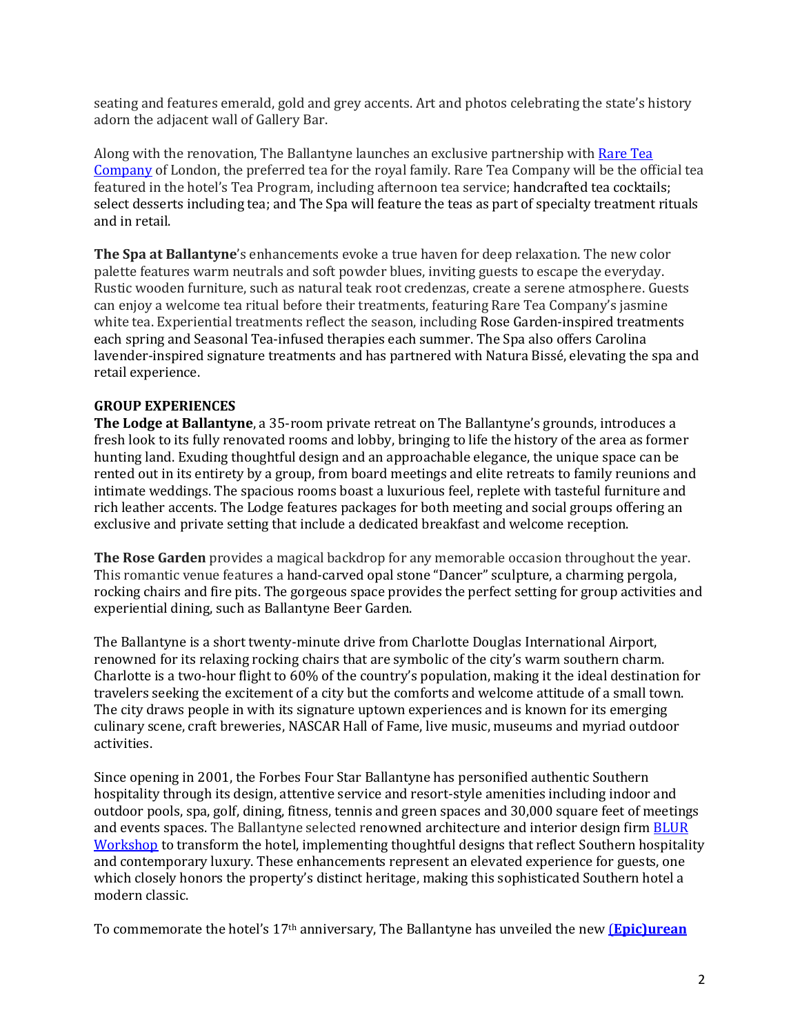seating and features emerald, gold and grey accents. Art and photos celebrating the state's history adorn the adjacent wall of Gallery Bar.

Along with the renovation, The Ballantyne launches an exclusive partnership with [Rare Tea Company](#) of London, the preferred tea for the royal family. Rare Tea Company will be the official tea featured in the hotel's Tea Program, including afternoon tea service; handcrafted tea cocktails; select desserts including tea; and The Spa will feature the teas as part of specialty treatment rituals and in retail.

**The Spa at Ballantyne**'s enhancements evoke a true haven for deep relaxation. The new color palette features warm neutrals and soft powder blues, inviting guests to escape the everyday. Rustic wooden furniture, such as natural teak root credenzas, create a serene atmosphere. Guests can enjoy a welcome tea ritual before their treatments, featuring Rare Tea Company's jasmine white tea. Experiential treatments reflect the season, including Rose Garden-inspired treatments each spring and Seasonal Tea-infused therapies each summer. The Spa also offers Carolina lavender-inspired signature treatments and has partnered with Natura Bissé, elevating the spa and retail experience.

**GROUP EXPERIENCES**

**The Lodge at Ballantyne**, a 35-room private retreat on The Ballantyne's grounds, introduces a fresh look to its fully renovated rooms and lobby, bringing to life the history of the area as former hunting land. Exuding thoughtful design and an approachable elegance, the unique space can be rented out in its entirety by a group, from board meetings and elite retreats to family reunions and intimate weddings. The spacious rooms boast a luxurious feel, replete with tasteful furniture and rich leather accents. The Lodge features packages for both meeting and social groups offering an exclusive and private setting that include a dedicated breakfast and welcome reception.

**The Rose Garden** provides a magical backdrop for any memorable occasion throughout the year. This romantic venue features a hand-carved opal stone "Dancer" sculpture, a charming pergola, rocking chairs and fire pits. The gorgeous space provides the perfect setting for group activities and experiential dining, such as Ballantyne Beer Garden.

The Ballantyne is a short twenty-minute drive from Charlotte Douglas International Airport, renowned for its relaxing rocking chairs that are symbolic of the city's warm southern charm. Charlotte is a two-hour flight to 60% of the country's population, making it the ideal destination for travelers seeking the excitement of a city but the comforts and welcome attitude of a small town. The city draws people in with its signature uptown experiences and is known for its emerging culinary scene, craft breweries, NASCAR Hall of Fame, live music, museums and myriad outdoor activities.

Since opening in 2001, the Forbes Four Star Ballantyne has personified authentic Southern hospitality through its design, attentive service and resort-style amenities including indoor and outdoor pools, spa, golf, dining, fitness, tennis and green spaces and 30,000 square feet of meetings and events spaces. The Ballantyne selected renowned architecture and interior design firm [BLUR Workshop](#) to transform the hotel, implementing thoughtful designs that reflect Southern hospitality and contemporary luxury. These enhancements represent an elevated experience for guests, one which closely honors the property's distinct heritage, making this sophisticated Southern hotel a modern classic.

To commemorate the hotel's 17th anniversary, The Ballantyne has unveiled the new **[(Epic)urean](#)**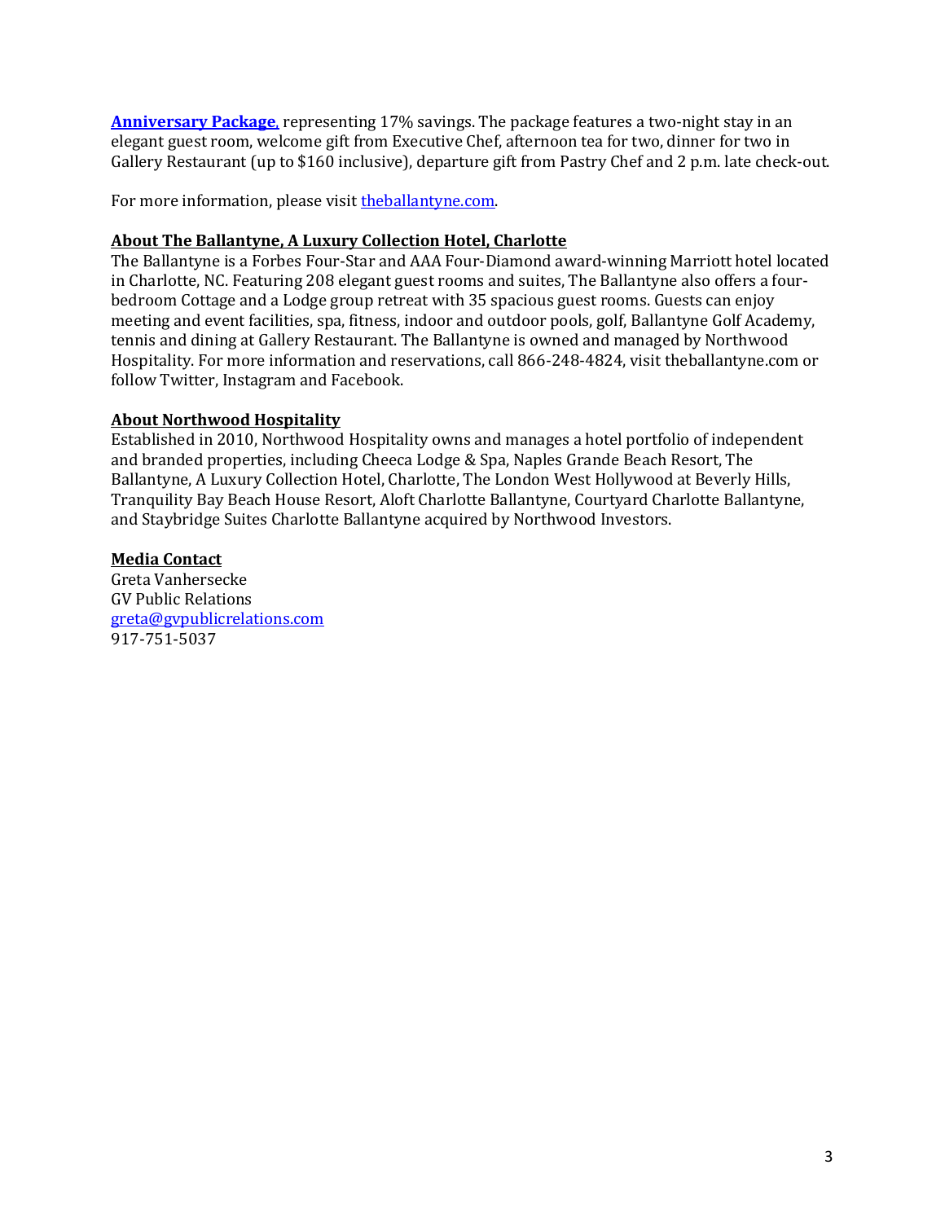**[Anniversary Package](#),** representing 17% savings. The package features a two-night stay in an elegant guest room, welcome gift from Executive Chef, afternoon tea for two, dinner for two in Gallery Restaurant (up to $160 inclusive), departure gift from Pastry Chef and 2 p.m. late check-out.

For more information, please visit [theballantyne.com](#).

**About The Ballantyne, A Luxury Collection Hotel, Charlotte**

The Ballantyne is a Forbes Four-Star and AAA Four-Diamond award-winning Marriott hotel located in Charlotte, NC. Featuring 208 elegant guest rooms and suites, The Ballantyne also offers a four-bedroom Cottage and a Lodge group retreat with 35 spacious guest rooms. Guests can enjoy meeting and event facilities, spa, fitness, indoor and outdoor pools, golf, Ballantyne Golf Academy, tennis and dining at Gallery Restaurant. The Ballantyne is owned and managed by Northwood Hospitality. For more information and reservations, call 866-248-4824, visit theballantyne.com or follow Twitter, Instagram and Facebook.

**About Northwood Hospitality**

Established in 2010, Northwood Hospitality owns and manages a hotel portfolio of independent and branded properties, including Cheeca Lodge & Spa, Naples Grande Beach Resort, The Ballantyne, A Luxury Collection Hotel, Charlotte, The London West Hollywood at Beverly Hills, Tranquility Bay Beach House Resort, Aloft Charlotte Ballantyne, Courtyard Charlotte Ballantyne, and Staybridge Suites Charlotte Ballantyne acquired by Northwood Investors.

**Media Contact**

Greta Vanhersecke
GV Public Relations
[greta@gvpublicrelations.com](mailto:greta@gvpublicrelations.com)
917-751-5037